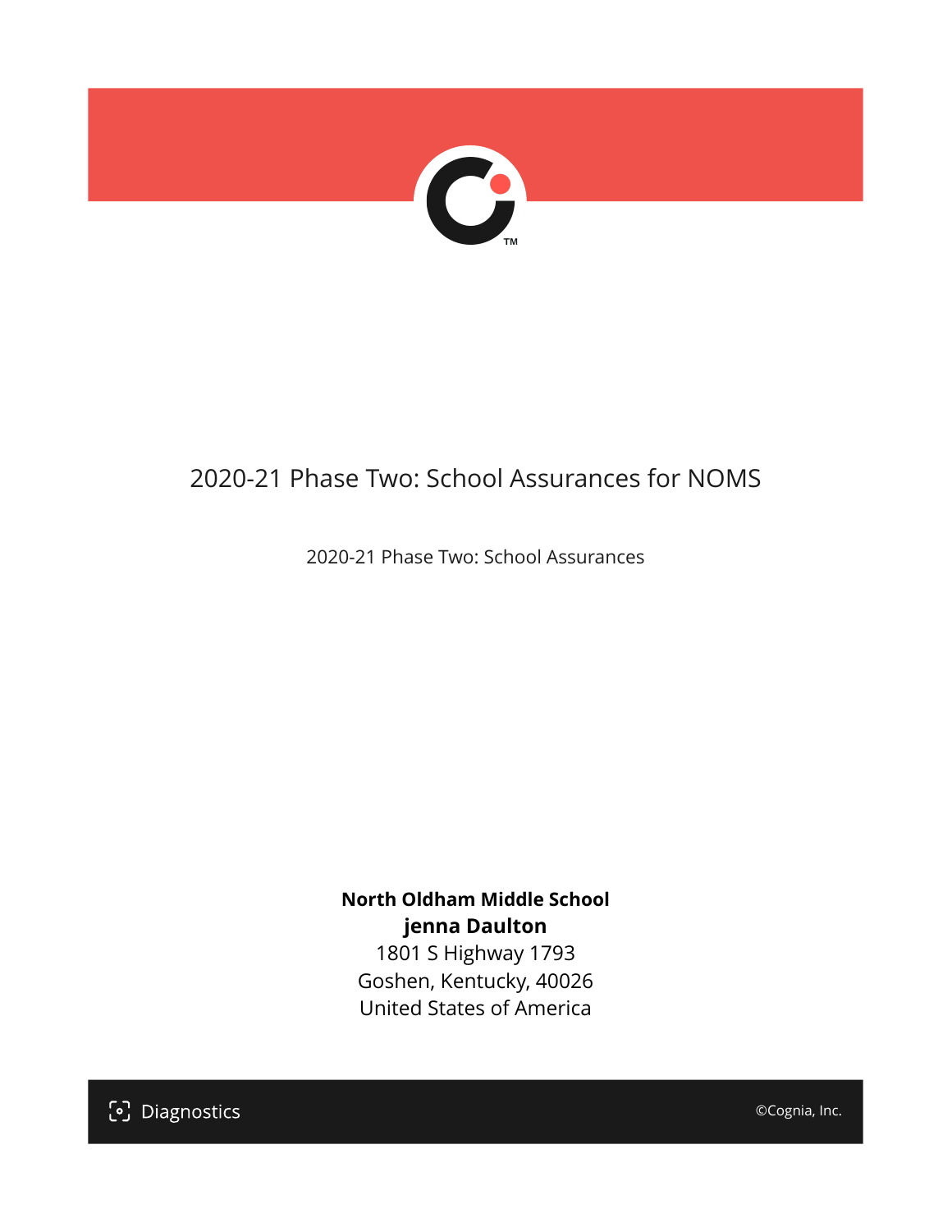# 2020-21 Phase Two: School Assurances for NOMS

2020-21 Phase Two: School Assurances

**North Oldham Middle School**
**jenna Daulton**
1801 S Highway 1793
Goshen, Kentucky, 40026
United States of America

Diagnostics

©Cognia, Inc.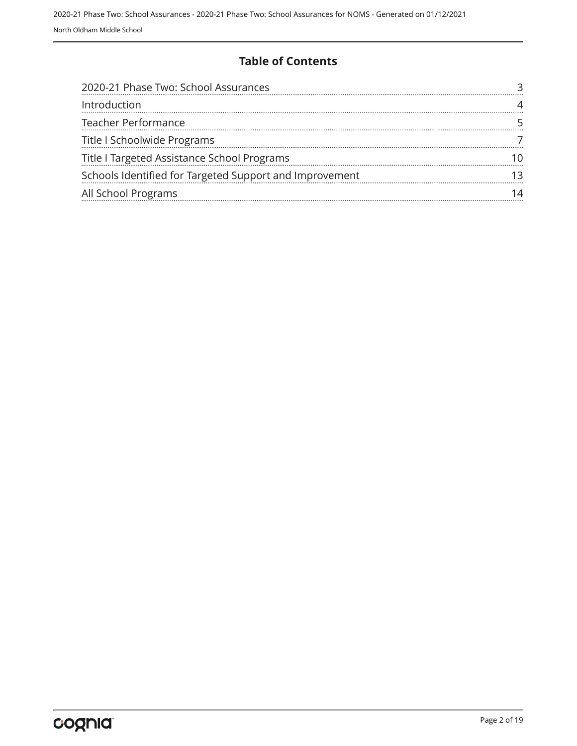## Table of Contents

| | |
|---|---|
| 2020-21 Phase Two: School Assurances | 3 |
| Introduction | 4 |
| Teacher Performance | 5 |
| Title I Schoolwide Programs | 7 |
| Title I Targeted Assistance School Programs | 10 |
| Schools Identified for Targeted Support and Improvement | 13 |
| All School Programs | 14 |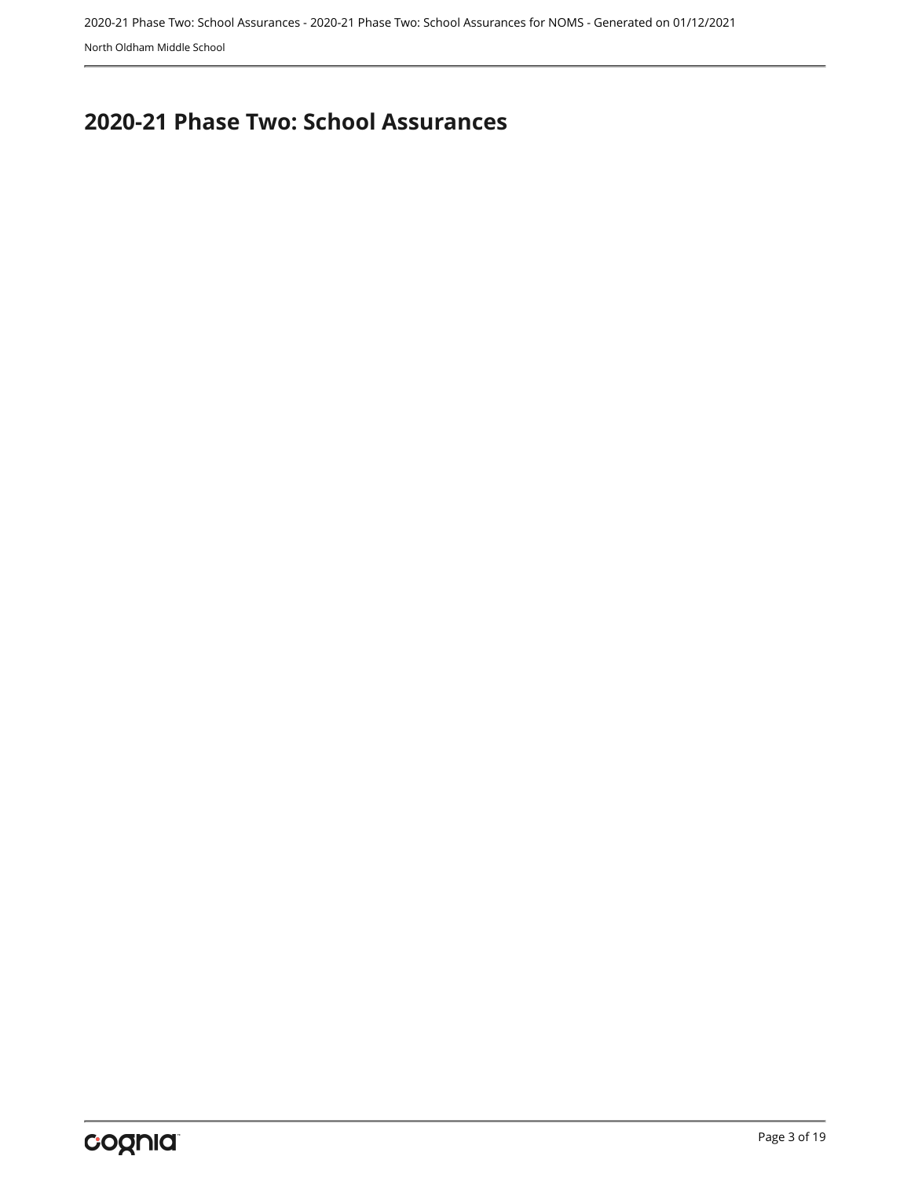# 2020-21 Phase Two: School Assurances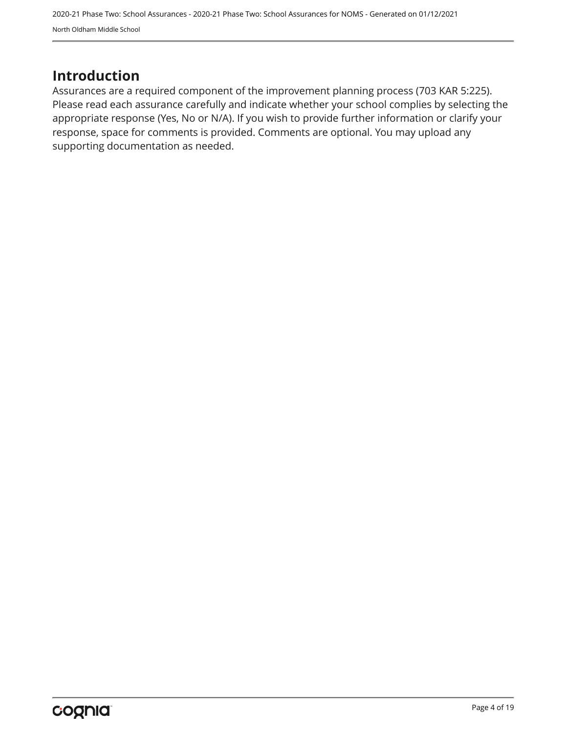# Introduction

Assurances are a required component of the improvement planning process (703 KAR 5:225). Please read each assurance carefully and indicate whether your school complies by selecting the appropriate response (Yes, No or N/A). If you wish to provide further information or clarify your response, space for comments is provided. Comments are optional. You may upload any supporting documentation as needed.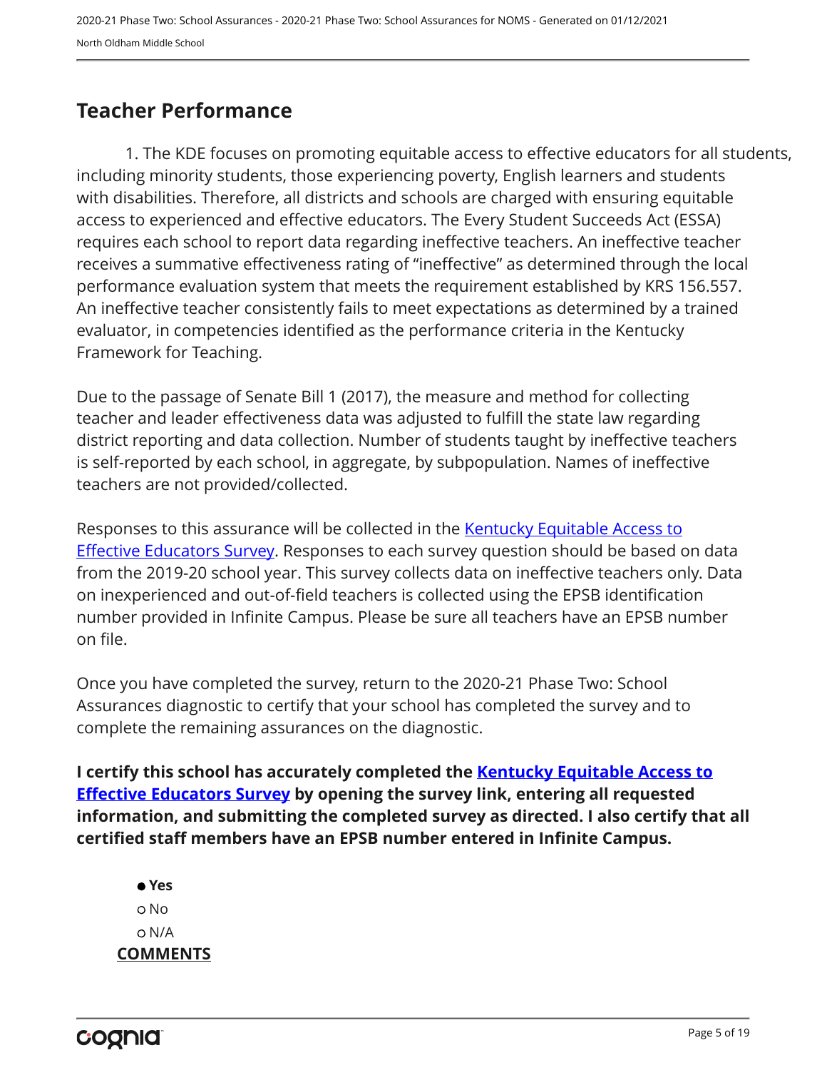## Teacher Performance

1. The KDE focuses on promoting equitable access to effective educators for all students, including minority students, those experiencing poverty, English learners and students with disabilities. Therefore, all districts and schools are charged with ensuring equitable access to experienced and effective educators. The Every Student Succeeds Act (ESSA) requires each school to report data regarding ineffective teachers. An ineffective teacher receives a summative effectiveness rating of "ineffective" as determined through the local performance evaluation system that meets the requirement established by KRS 156.557. An ineffective teacher consistently fails to meet expectations as determined by a trained evaluator, in competencies identified as the performance criteria in the Kentucky Framework for Teaching.

Due to the passage of Senate Bill 1 (2017), the measure and method for collecting teacher and leader effectiveness data was adjusted to fulfill the state law regarding district reporting and data collection. Number of students taught by ineffective teachers is self-reported by each school, in aggregate, by subpopulation. Names of ineffective teachers are not provided/collected.

Responses to this assurance will be collected in the Kentucky Equitable Access to Effective Educators Survey. Responses to each survey question should be based on data from the 2019-20 school year. This survey collects data on ineffective teachers only. Data on inexperienced and out-of-field teachers is collected using the EPSB identification number provided in Infinite Campus. Please be sure all teachers have an EPSB number on file.

Once you have completed the survey, return to the 2020-21 Phase Two: School Assurances diagnostic to certify that your school has completed the survey and to complete the remaining assurances on the diagnostic.

**I certify this school has accurately completed the Kentucky Equitable Access to Effective Educators Survey by opening the survey link, entering all requested information, and submitting the completed survey as directed. I also certify that all certified staff members have an EPSB number entered in Infinite Campus.**

- ● **Yes**
- ○ No
- ○ N/A

**COMMENTS**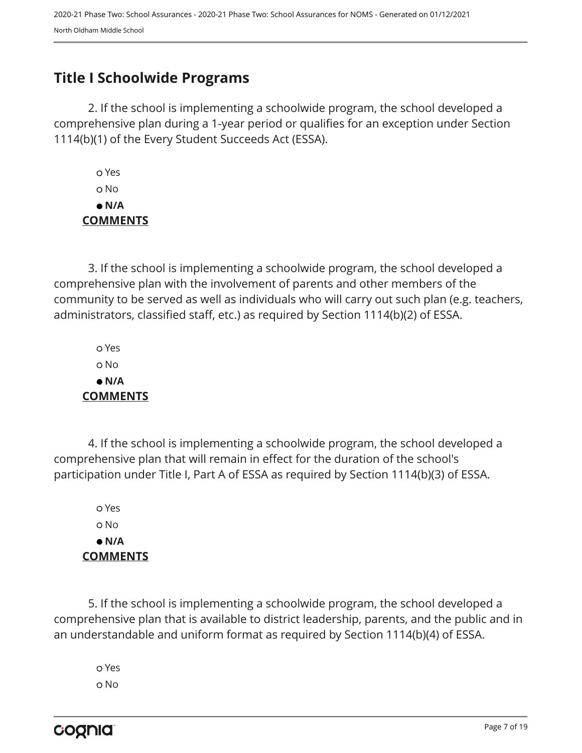## Title I Schoolwide Programs

2. If the school is implementing a schoolwide program, the school developed a comprehensive plan during a 1-year period or qualifies for an exception under Section 1114(b)(1) of the Every Student Succeeds Act (ESSA).

- ○ Yes
- ○ No
- ● **N/A**

**COMMENTS**

3. If the school is implementing a schoolwide program, the school developed a comprehensive plan with the involvement of parents and other members of the community to be served as well as individuals who will carry out such plan (e.g. teachers, administrators, classified staff, etc.) as required by Section 1114(b)(2) of ESSA.

- ○ Yes
- ○ No
- ● **N/A**

**COMMENTS**

4. If the school is implementing a schoolwide program, the school developed a comprehensive plan that will remain in effect for the duration of the school's participation under Title I, Part A of ESSA as required by Section 1114(b)(3) of ESSA.

- ○ Yes
- ○ No
- ● **N/A**

**COMMENTS**

5. If the school is implementing a schoolwide program, the school developed a comprehensive plan that is available to district leadership, parents, and the public and in an understandable and uniform format as required by Section 1114(b)(4) of ESSA.

- ○ Yes
- ○ No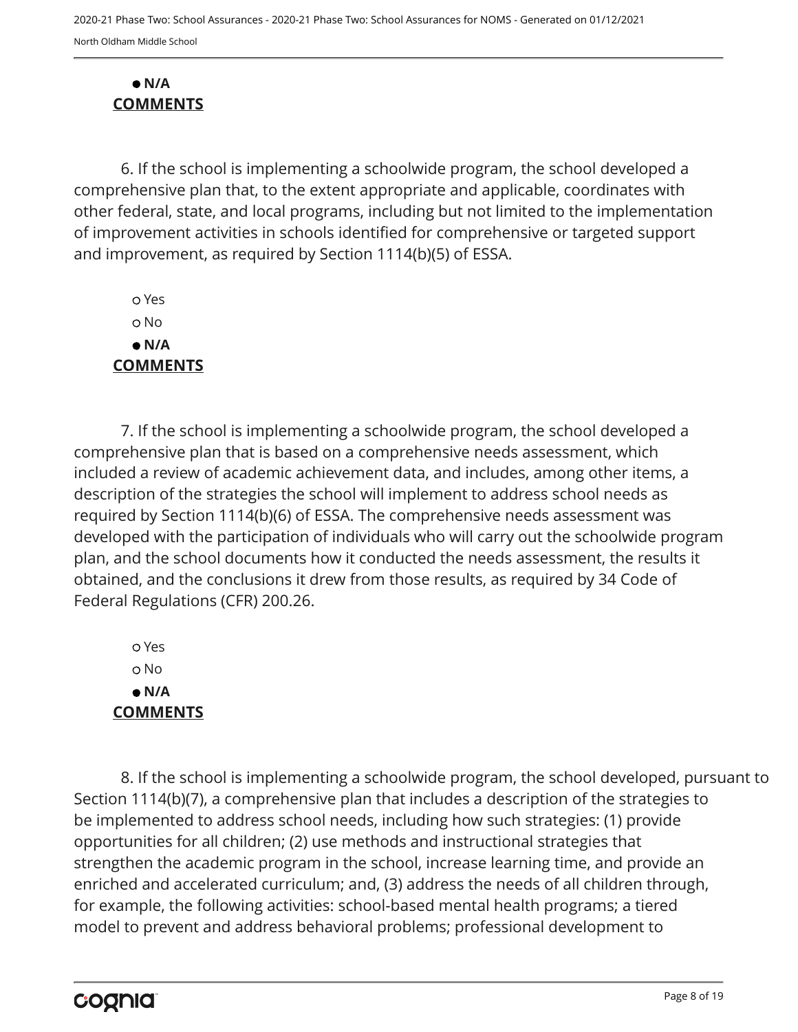● **N/A**

**COMMENTS**

6. If the school is implementing a schoolwide program, the school developed a comprehensive plan that, to the extent appropriate and applicable, coordinates with other federal, state, and local programs, including but not limited to the implementation of improvement activities in schools identified for comprehensive or targeted support and improvement, as required by Section 1114(b)(5) of ESSA.

○ Yes

○ No

● **N/A**

**COMMENTS**

7. If the school is implementing a schoolwide program, the school developed a comprehensive plan that is based on a comprehensive needs assessment, which included a review of academic achievement data, and includes, among other items, a description of the strategies the school will implement to address school needs as required by Section 1114(b)(6) of ESSA. The comprehensive needs assessment was developed with the participation of individuals who will carry out the schoolwide program plan, and the school documents how it conducted the needs assessment, the results it obtained, and the conclusions it drew from those results, as required by 34 Code of Federal Regulations (CFR) 200.26.

○ Yes

○ No

● **N/A**

**COMMENTS**

8. If the school is implementing a schoolwide program, the school developed, pursuant to Section 1114(b)(7), a comprehensive plan that includes a description of the strategies to be implemented to address school needs, including how such strategies: (1) provide opportunities for all children; (2) use methods and instructional strategies that strengthen the academic program in the school, increase learning time, and provide an enriched and accelerated curriculum; and, (3) address the needs of all children through, for example, the following activities: school-based mental health programs; a tiered model to prevent and address behavioral problems; professional development to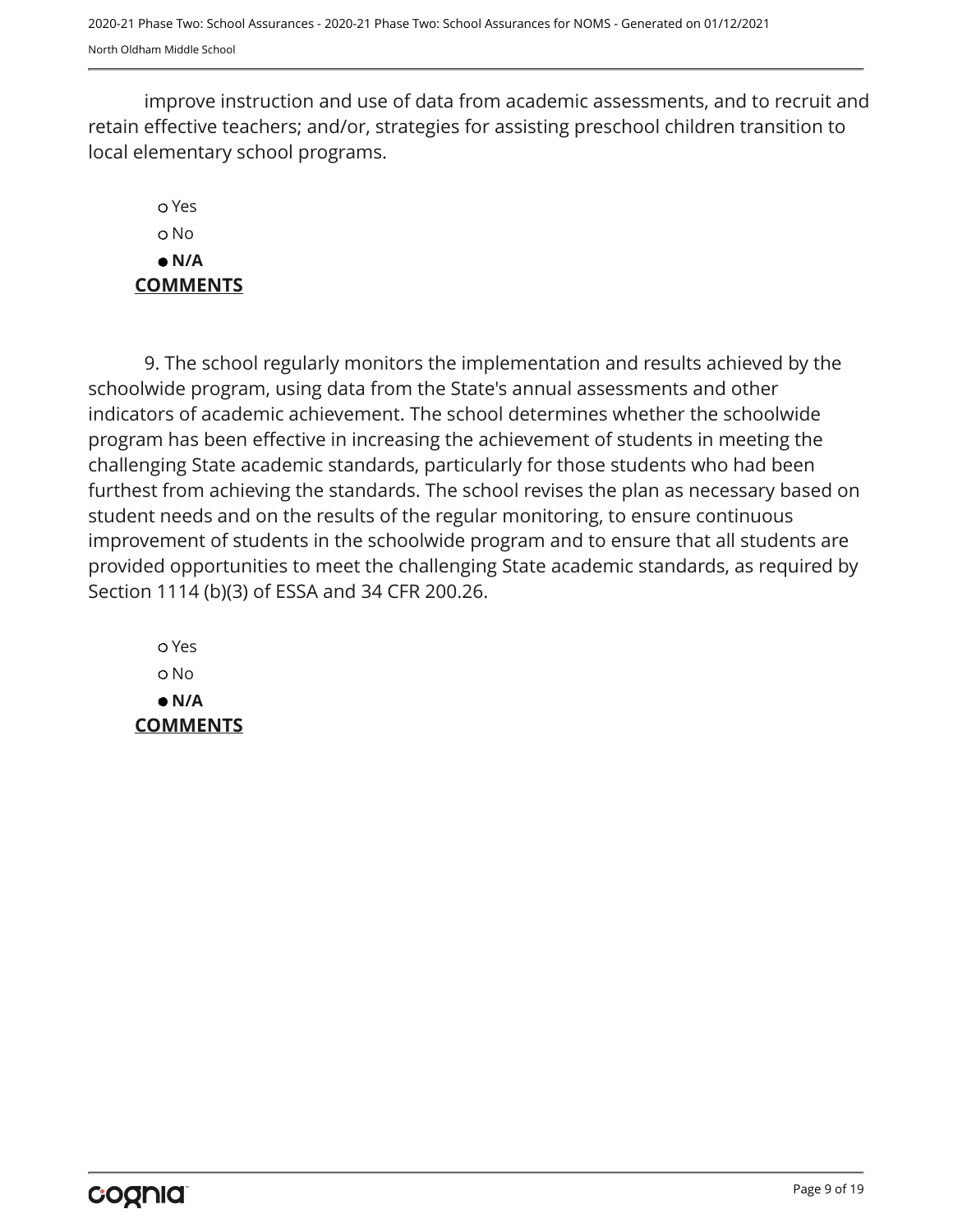improve instruction and use of data from academic assessments, and to recruit and retain effective teachers; and/or, strategies for assisting preschool children transition to local elementary school programs.

- ○ Yes
- ○ No
- ● **N/A**

**COMMENTS**

9. The school regularly monitors the implementation and results achieved by the schoolwide program, using data from the State's annual assessments and other indicators of academic achievement. The school determines whether the schoolwide program has been effective in increasing the achievement of students in meeting the challenging State academic standards, particularly for those students who had been furthest from achieving the standards. The school revises the plan as necessary based on student needs and on the results of the regular monitoring, to ensure continuous improvement of students in the schoolwide program and to ensure that all students are provided opportunities to meet the challenging State academic standards, as required by Section 1114 (b)(3) of ESSA and 34 CFR 200.26.

- ○ Yes
- ○ No
- ● **N/A**

**COMMENTS**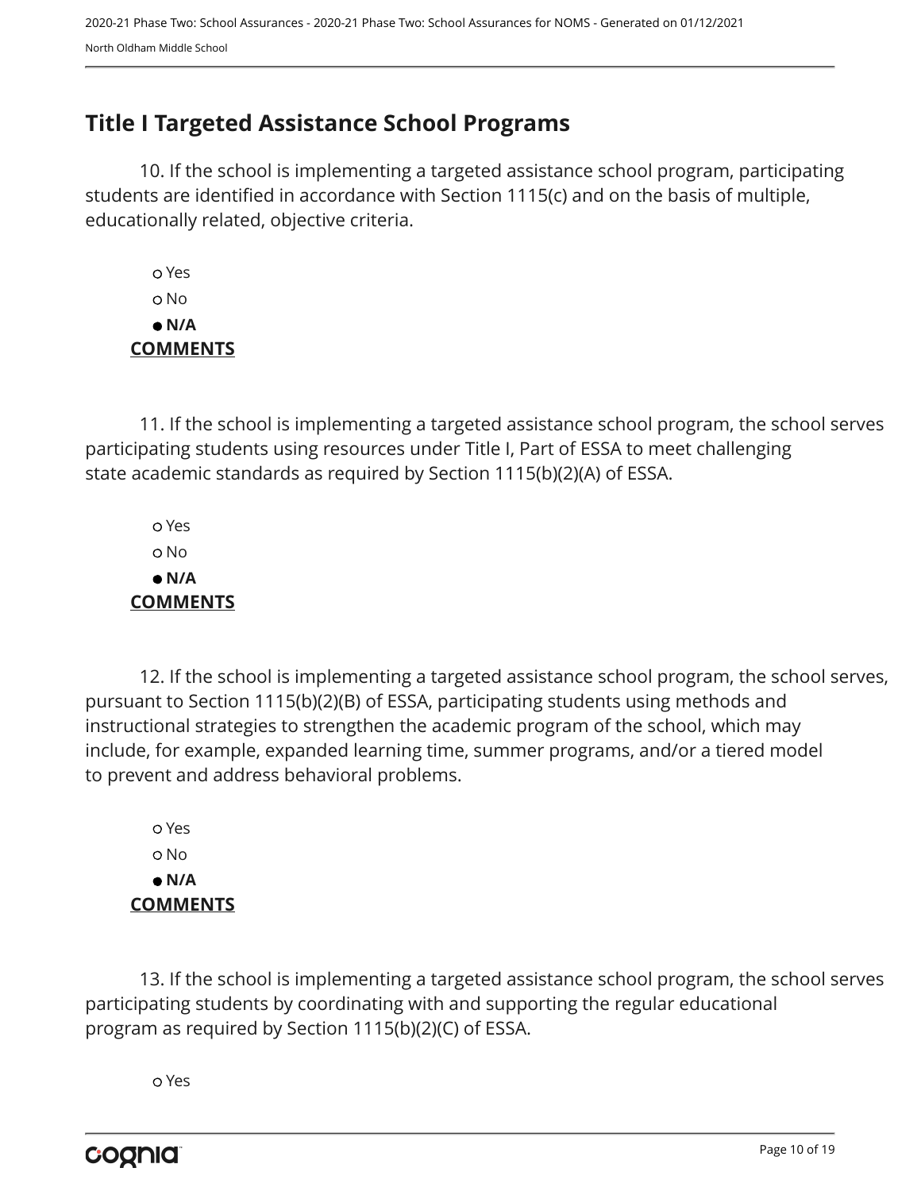## Title I Targeted Assistance School Programs

10. If the school is implementing a targeted assistance school program, participating students are identified in accordance with Section 1115(c) and on the basis of multiple, educationally related, objective criteria.

- ○ Yes
- ○ No
- ● **N/A**

**COMMENTS**

11. If the school is implementing a targeted assistance school program, the school serves participating students using resources under Title I, Part of ESSA to meet challenging state academic standards as required by Section 1115(b)(2)(A) of ESSA.

- ○ Yes
- ○ No
- ● **N/A**

**COMMENTS**

12. If the school is implementing a targeted assistance school program, the school serves, pursuant to Section 1115(b)(2)(B) of ESSA, participating students using methods and instructional strategies to strengthen the academic program of the school, which may include, for example, expanded learning time, summer programs, and/or a tiered model to prevent and address behavioral problems.

- ○ Yes
- ○ No
- ● **N/A**

**COMMENTS**

13. If the school is implementing a targeted assistance school program, the school serves participating students by coordinating with and supporting the regular educational program as required by Section 1115(b)(2)(C) of ESSA.

- ○ Yes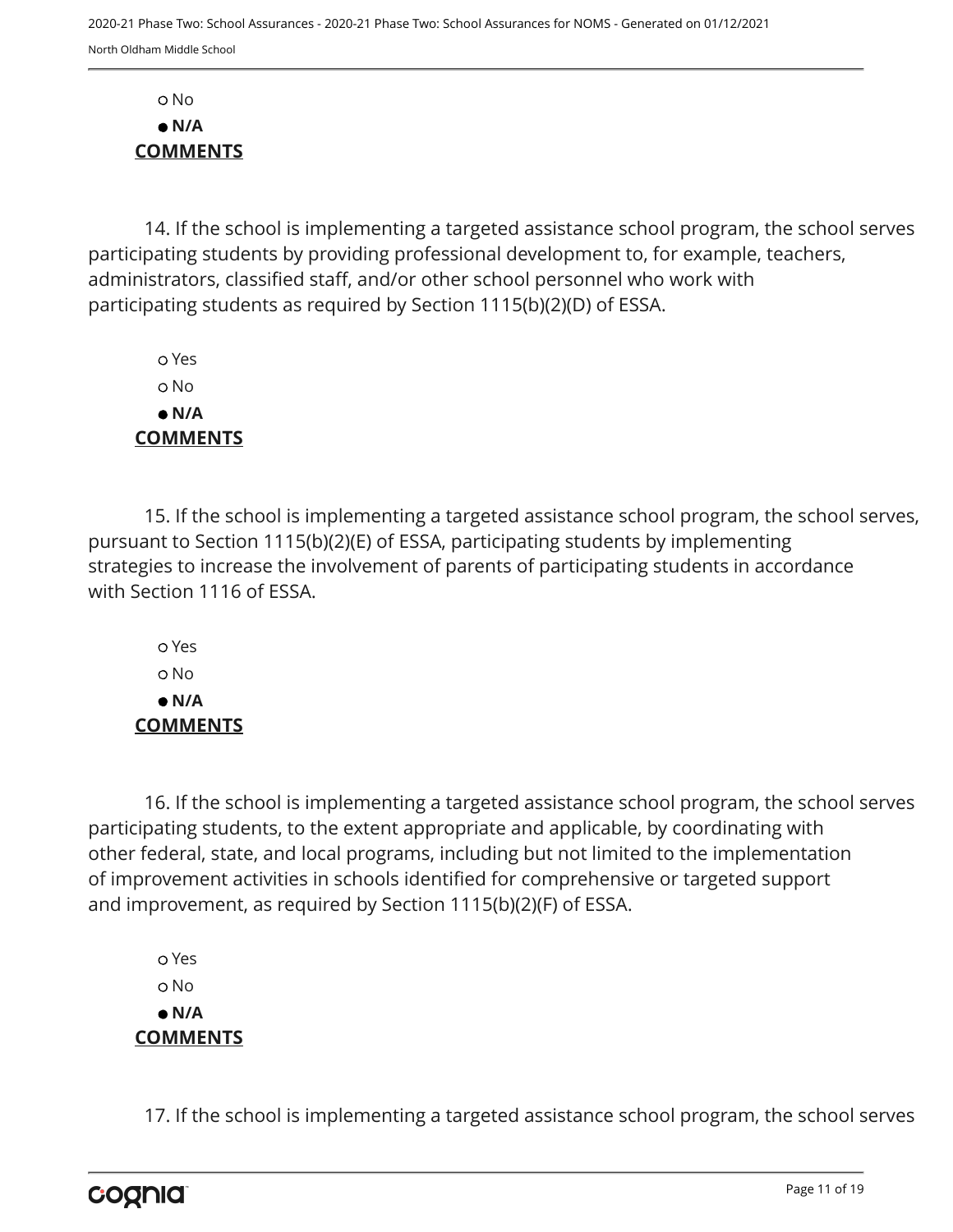○ No

● **N/A**

**COMMENTS**

14. If the school is implementing a targeted assistance school program, the school serves participating students by providing professional development to, for example, teachers, administrators, classified staff, and/or other school personnel who work with participating students as required by Section 1115(b)(2)(D) of ESSA.

○ Yes

○ No

● **N/A**

**COMMENTS**

15. If the school is implementing a targeted assistance school program, the school serves, pursuant to Section 1115(b)(2)(E) of ESSA, participating students by implementing strategies to increase the involvement of parents of participating students in accordance with Section 1116 of ESSA.

○ Yes

○ No

● **N/A**

**COMMENTS**

16. If the school is implementing a targeted assistance school program, the school serves participating students, to the extent appropriate and applicable, by coordinating with other federal, state, and local programs, including but not limited to the implementation of improvement activities in schools identified for comprehensive or targeted support and improvement, as required by Section 1115(b)(2)(F) of ESSA.

○ Yes

○ No

● **N/A**

**COMMENTS**

17. If the school is implementing a targeted assistance school program, the school serves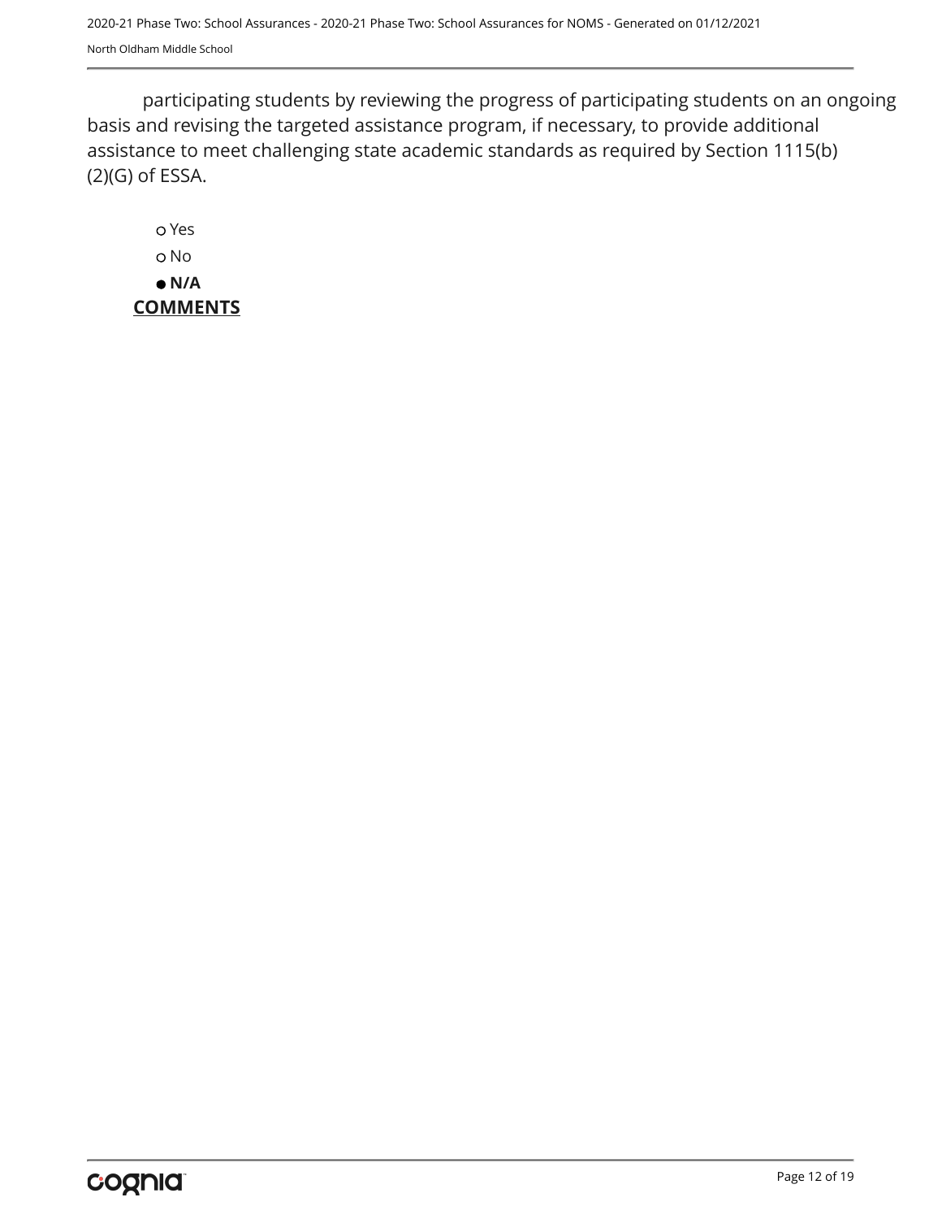participating students by reviewing the progress of participating students on an ongoing basis and revising the targeted assistance program, if necessary, to provide additional assistance to meet challenging state academic standards as required by Section 1115(b)(2)(G) of ESSA.

- ○ Yes
- ○ No
- ● **N/A**

**COMMENTS**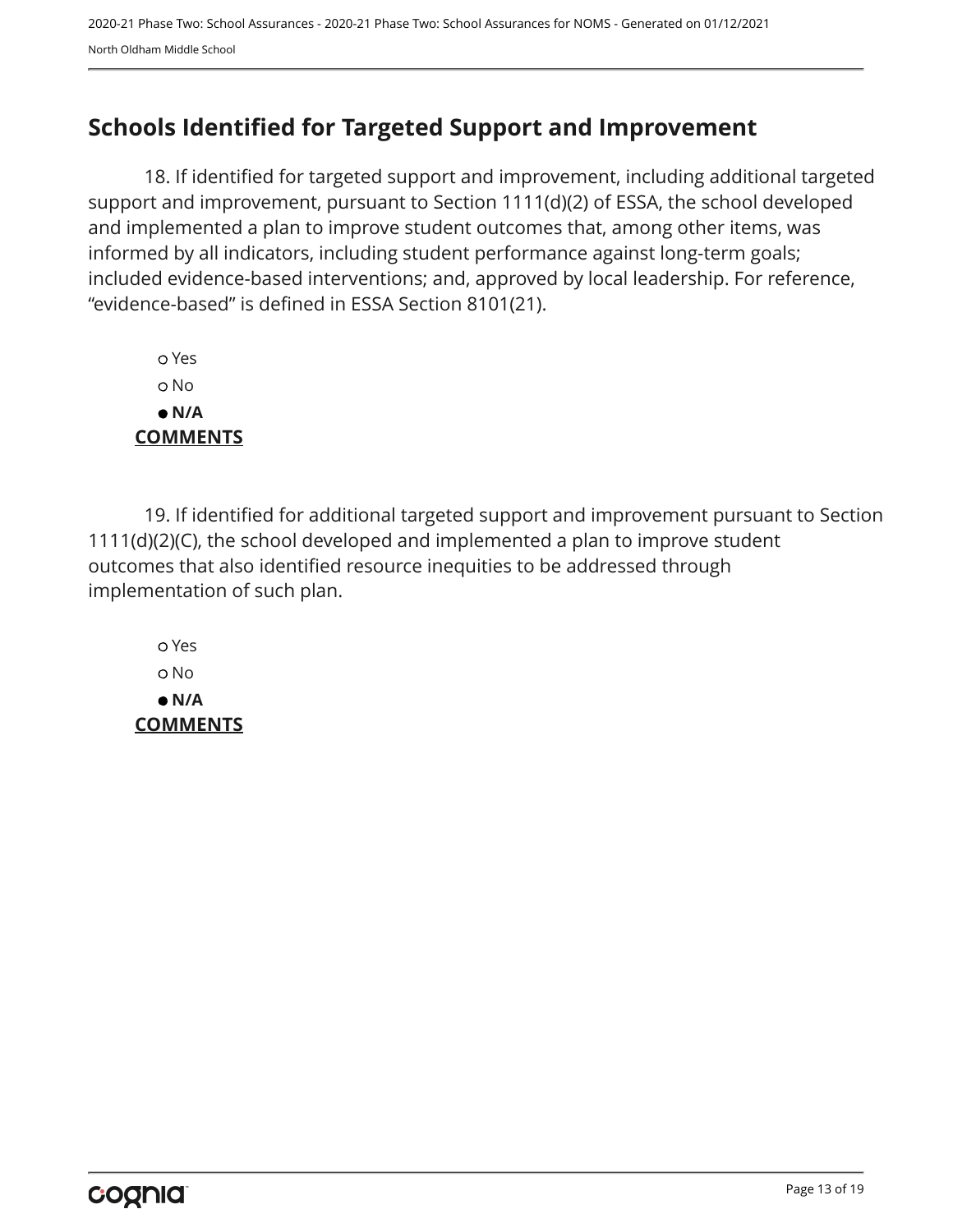## Schools Identified for Targeted Support and Improvement

18. If identified for targeted support and improvement, including additional targeted support and improvement, pursuant to Section 1111(d)(2) of ESSA, the school developed and implemented a plan to improve student outcomes that, among other items, was informed by all indicators, including student performance against long-term goals; included evidence-based interventions; and, approved by local leadership. For reference, "evidence-based" is defined in ESSA Section 8101(21).

- ○ Yes
- ○ No
- ● **N/A**

**COMMENTS**

19. If identified for additional targeted support and improvement pursuant to Section 1111(d)(2)(C), the school developed and implemented a plan to improve student outcomes that also identified resource inequities to be addressed through implementation of such plan.

- ○ Yes
- ○ No
- ● **N/A**

**COMMENTS**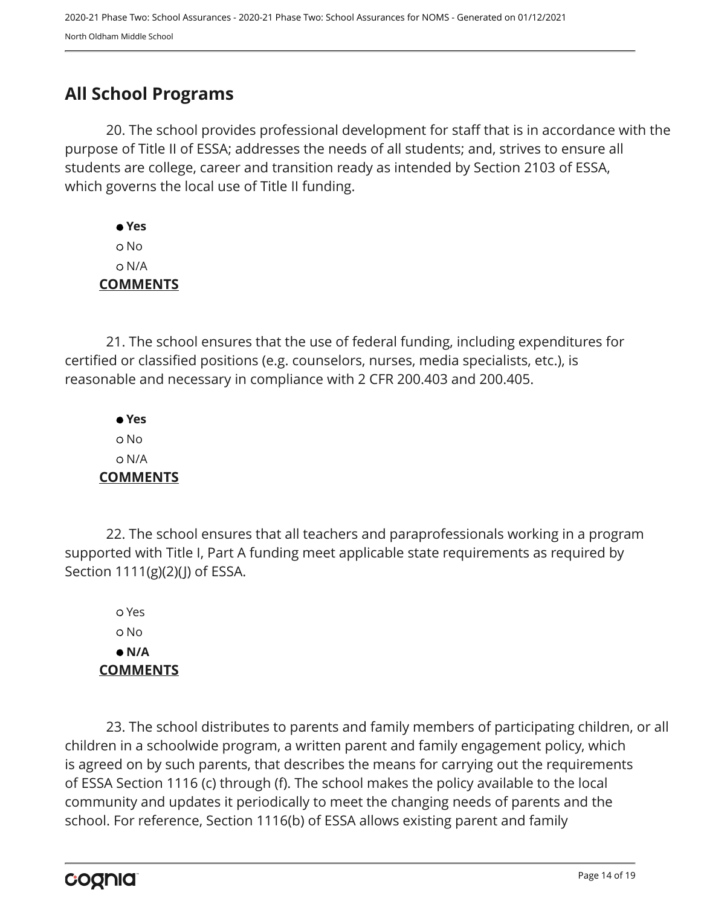## All School Programs

20. The school provides professional development for staff that is in accordance with the purpose of Title II of ESSA; addresses the needs of all students; and, strives to ensure all students are college, career and transition ready as intended by Section 2103 of ESSA, which governs the local use of Title II funding.

- ● **Yes**
- ○ No
- ○ N/A

**COMMENTS**

21. The school ensures that the use of federal funding, including expenditures for certified or classified positions (e.g. counselors, nurses, media specialists, etc.), is reasonable and necessary in compliance with 2 CFR 200.403 and 200.405.

- ● **Yes**
- ○ No
- ○ N/A

**COMMENTS**

22. The school ensures that all teachers and paraprofessionals working in a program supported with Title I, Part A funding meet applicable state requirements as required by Section 1111(g)(2)(J) of ESSA.

- ○ Yes
- ○ No
- ● **N/A**

**COMMENTS**

23. The school distributes to parents and family members of participating children, or all children in a schoolwide program, a written parent and family engagement policy, which is agreed on by such parents, that describes the means for carrying out the requirements of ESSA Section 1116 (c) through (f). The school makes the policy available to the local community and updates it periodically to meet the changing needs of parents and the school. For reference, Section 1116(b) of ESSA allows existing parent and family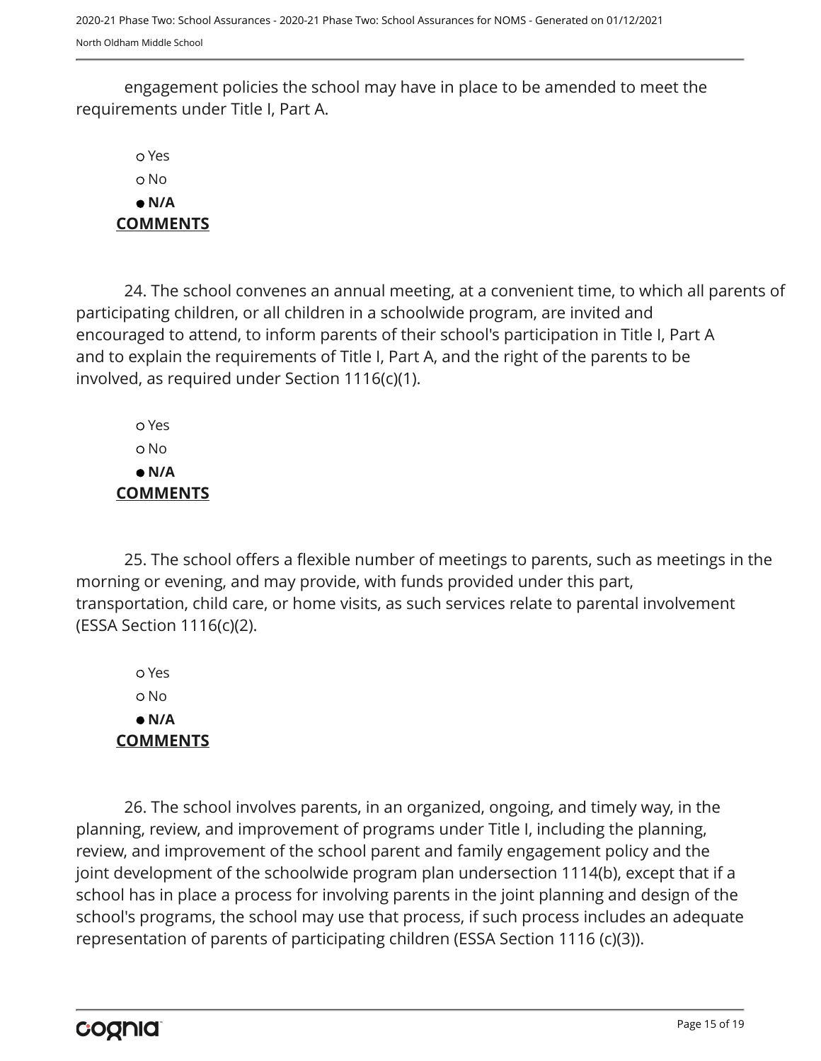engagement policies the school may have in place to be amended to meet the requirements under Title I, Part A.

- Yes
- No
- **N/A**

**COMMENTS**

24. The school convenes an annual meeting, at a convenient time, to which all parents of participating children, or all children in a schoolwide program, are invited and encouraged to attend, to inform parents of their school's participation in Title I, Part A and to explain the requirements of Title I, Part A, and the right of the parents to be involved, as required under Section 1116(c)(1).

- Yes
- No
- **N/A**

**COMMENTS**

25. The school offers a flexible number of meetings to parents, such as meetings in the morning or evening, and may provide, with funds provided under this part, transportation, child care, or home visits, as such services relate to parental involvement (ESSA Section 1116(c)(2).

- Yes
- No
- **N/A**

**COMMENTS**

26. The school involves parents, in an organized, ongoing, and timely way, in the planning, review, and improvement of programs under Title I, including the planning, review, and improvement of the school parent and family engagement policy and the joint development of the schoolwide program plan undersection 1114(b), except that if a school has in place a process for involving parents in the joint planning and design of the school's programs, the school may use that process, if such process includes an adequate representation of parents of participating children (ESSA Section 1116 (c)(3)).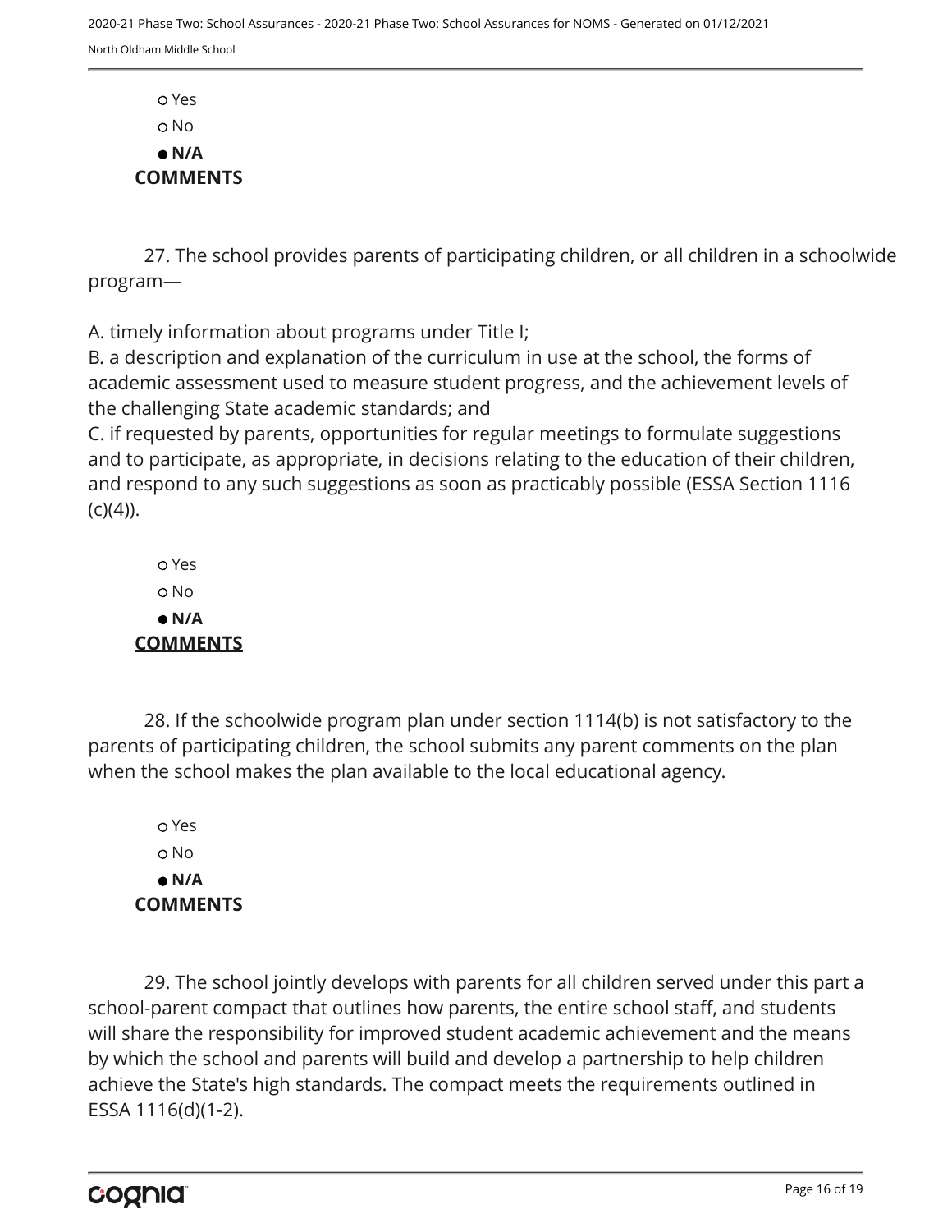- Yes
- No
- **N/A**

**COMMENTS**

27. The school provides parents of participating children, or all children in a schoolwide program—

A. timely information about programs under Title I;
B. a description and explanation of the curriculum in use at the school, the forms of academic assessment used to measure student progress, and the achievement levels of the challenging State academic standards; and
C. if requested by parents, opportunities for regular meetings to formulate suggestions and to participate, as appropriate, in decisions relating to the education of their children, and respond to any such suggestions as soon as practicably possible (ESSA Section 1116 (c)(4)).

- Yes
- No
- **N/A**

**COMMENTS**

28. If the schoolwide program plan under section 1114(b) is not satisfactory to the parents of participating children, the school submits any parent comments on the plan when the school makes the plan available to the local educational agency.

- Yes
- No
- **N/A**

**COMMENTS**

29. The school jointly develops with parents for all children served under this part a school-parent compact that outlines how parents, the entire school staff, and students will share the responsibility for improved student academic achievement and the means by which the school and parents will build and develop a partnership to help children achieve the State's high standards. The compact meets the requirements outlined in ESSA 1116(d)(1-2).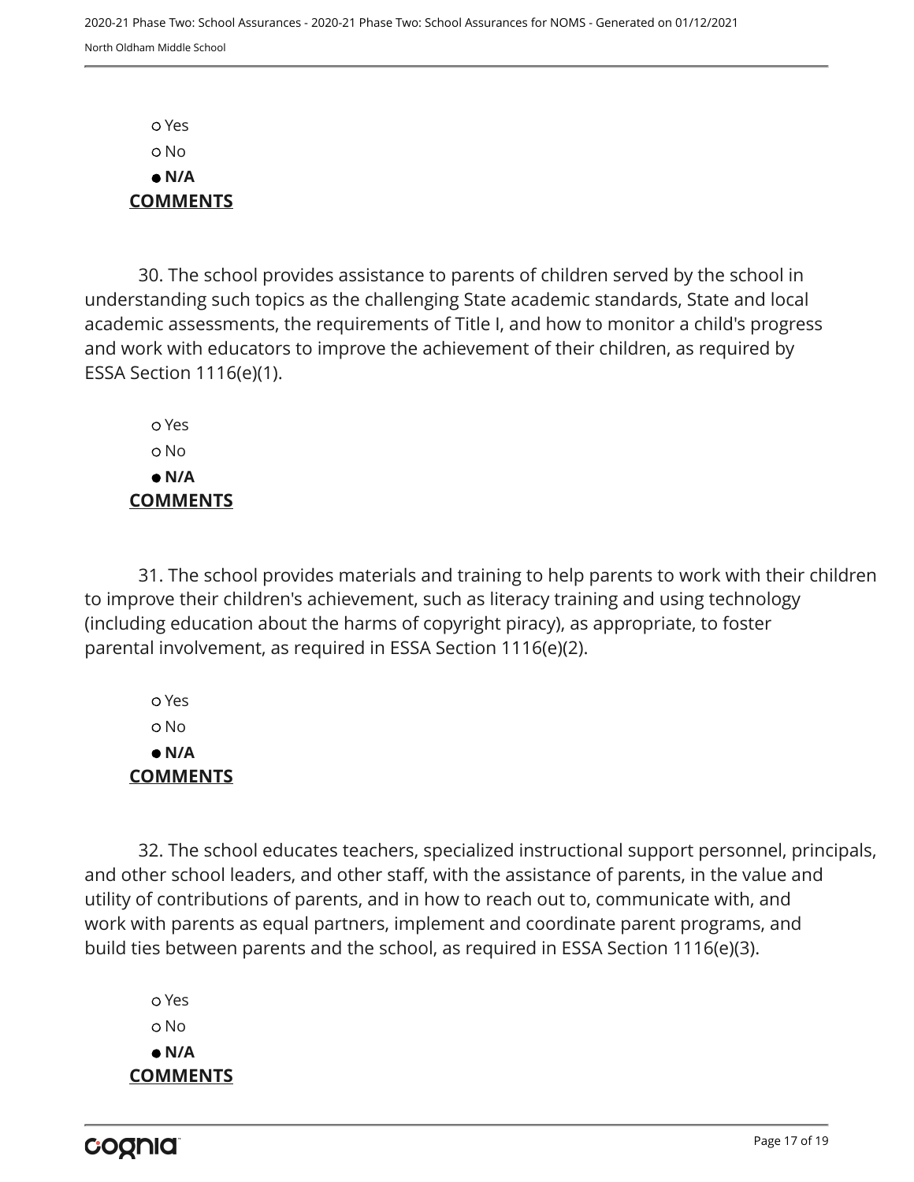○ Yes
○ No
● **N/A**

**COMMENTS**

30. The school provides assistance to parents of children served by the school in understanding such topics as the challenging State academic standards, State and local academic assessments, the requirements of Title I, and how to monitor a child's progress and work with educators to improve the achievement of their children, as required by ESSA Section 1116(e)(1).

○ Yes
○ No
● **N/A**

**COMMENTS**

31. The school provides materials and training to help parents to work with their children to improve their children's achievement, such as literacy training and using technology (including education about the harms of copyright piracy), as appropriate, to foster parental involvement, as required in ESSA Section 1116(e)(2).

○ Yes
○ No
● **N/A**

**COMMENTS**

32. The school educates teachers, specialized instructional support personnel, principals, and other school leaders, and other staff, with the assistance of parents, in the value and utility of contributions of parents, and in how to reach out to, communicate with, and work with parents as equal partners, implement and coordinate parent programs, and build ties between parents and the school, as required in ESSA Section 1116(e)(3).

○ Yes
○ No
● **N/A**

**COMMENTS**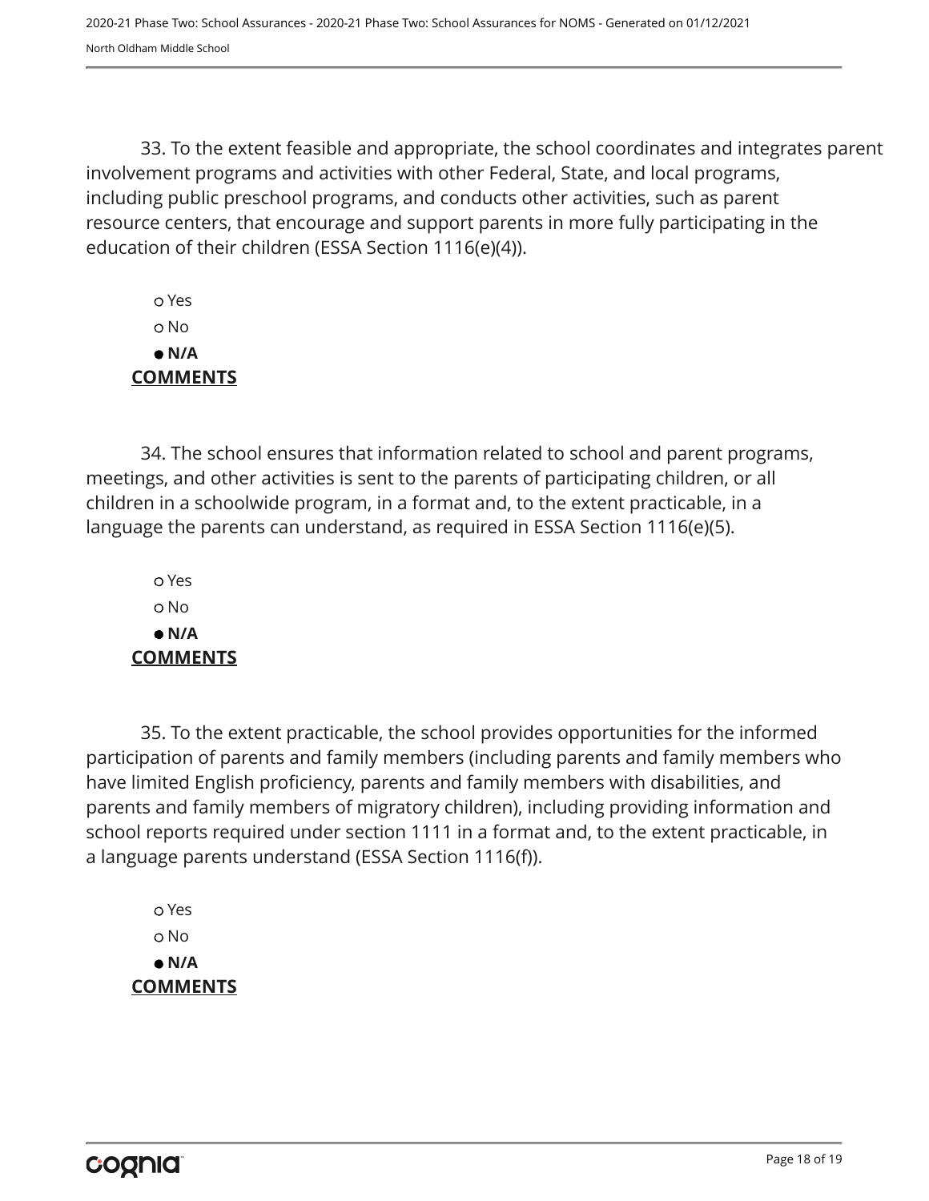33. To the extent feasible and appropriate, the school coordinates and integrates parent involvement programs and activities with other Federal, State, and local programs, including public preschool programs, and conducts other activities, such as parent resource centers, that encourage and support parents in more fully participating in the education of their children (ESSA Section 1116(e)(4)).

- ○ Yes
- ○ No
- ● **N/A**

**COMMENTS**

34. The school ensures that information related to school and parent programs, meetings, and other activities is sent to the parents of participating children, or all children in a schoolwide program, in a format and, to the extent practicable, in a language the parents can understand, as required in ESSA Section 1116(e)(5).

- ○ Yes
- ○ No
- ● **N/A**

**COMMENTS**

35. To the extent practicable, the school provides opportunities for the informed participation of parents and family members (including parents and family members who have limited English proficiency, parents and family members with disabilities, and parents and family members of migratory children), including providing information and school reports required under section 1111 in a format and, to the extent practicable, in a language parents understand (ESSA Section 1116(f)).

- ○ Yes
- ○ No
- ● **N/A**

**COMMENTS**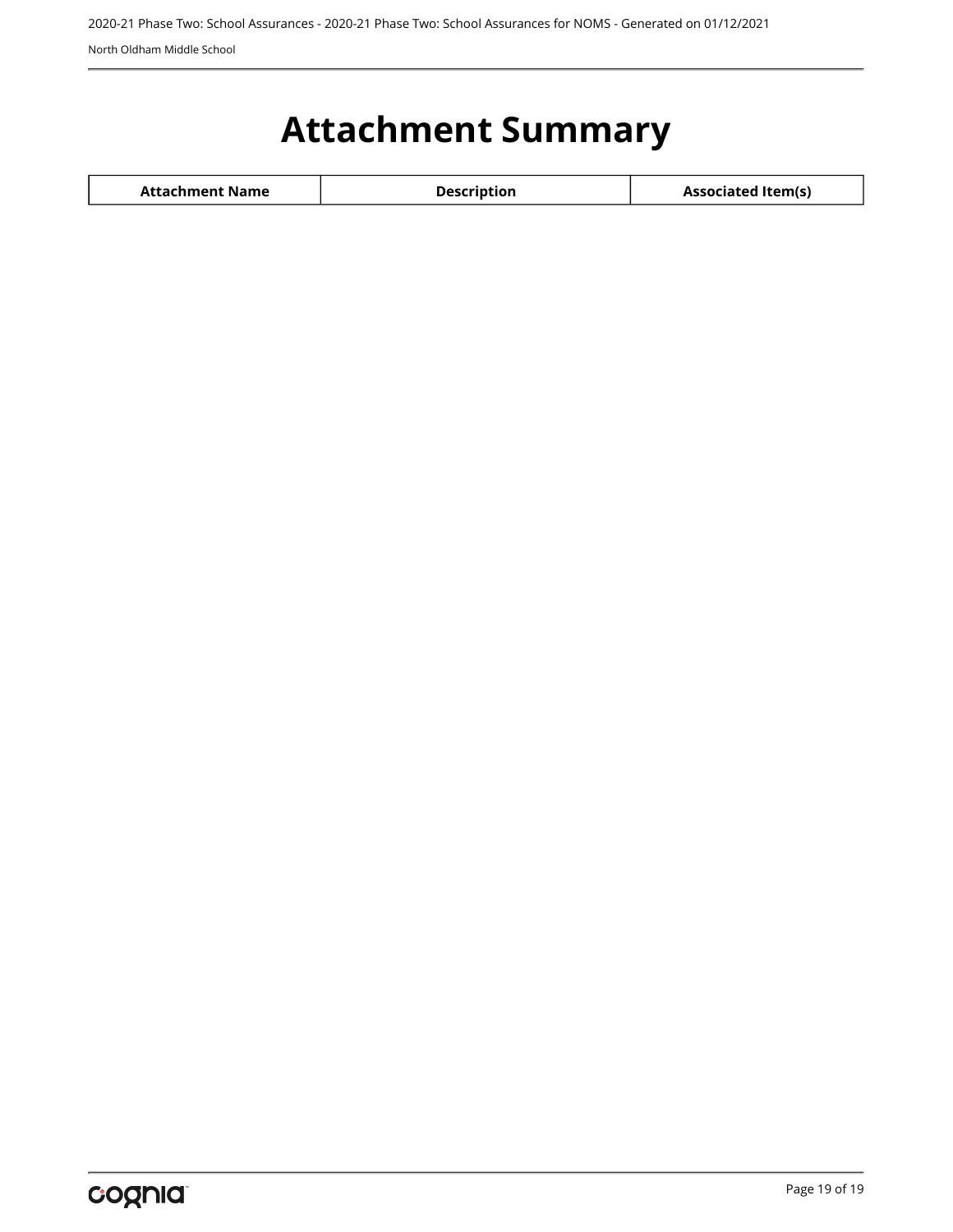# Attachment Summary

| Attachment Name | Description | Associated Item(s) |
| --- | --- | --- |